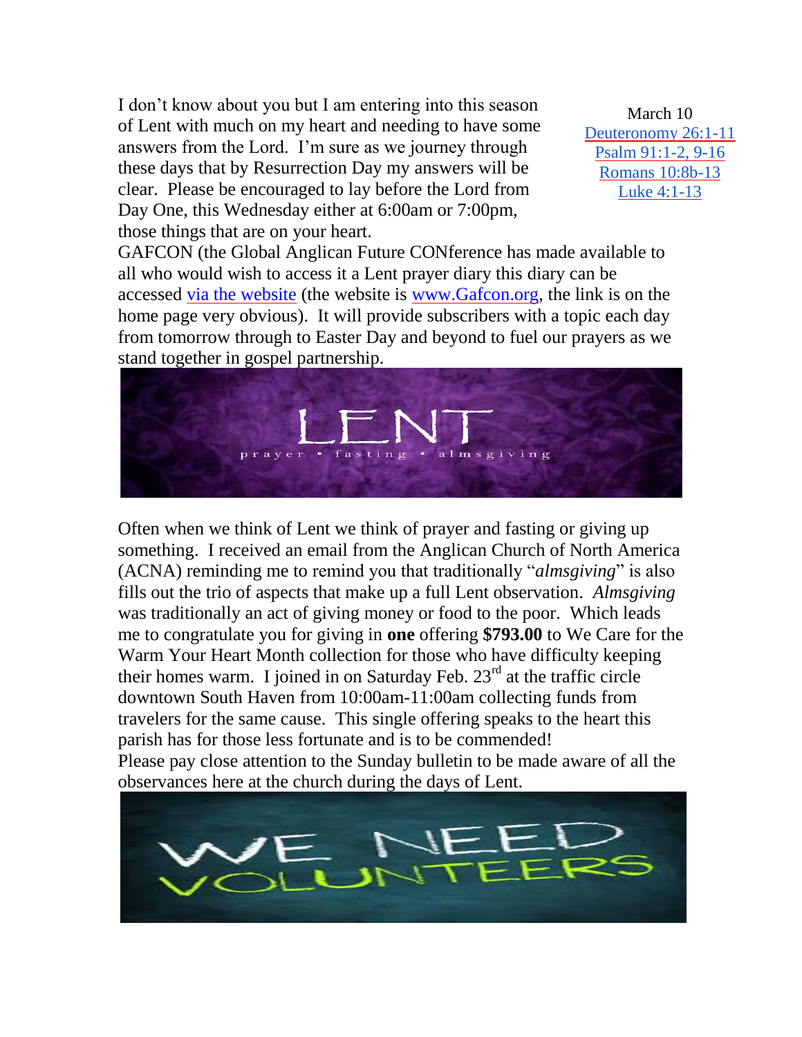March 10

Deuteronomy 26:1-11
Psalm 91:1-2, 9-16
Romans 10:8b-13
Luke 4:1-13

I don't know about you but I am entering into this season of Lent with much on my heart and needing to have some answers from the Lord. I'm sure as we journey through these days that by Resurrection Day my answers will be clear. Please be encouraged to lay before the Lord from Day One, this Wednesday either at 6:00am or 7:00pm, those things that are on your heart.

GAFCON (the Global Anglican Future CONference has made available to all who would wish to access it a Lent prayer diary this diary can be accessed via the website (the website is www.Gafcon.org, the link is on the home page very obvious). It will provide subscribers with a topic each day from tomorrow through to Easter Day and beyond to fuel our prayers as we stand together in gospel partnership.

LENT

prayer • fasting • almsgiving

Often when we think of Lent we think of prayer and fasting or giving up something. I received an email from the Anglican Church of North America (ACNA) reminding me to remind you that traditionally "*almsgiving*" is also fills out the trio of aspects that make up a full Lent observation. *Almsgiving* was traditionally an act of giving money or food to the poor. Which leads me to congratulate you for giving in **one** offering **$793.00** to We Care for the Warm Your Heart Month collection for those who have difficulty keeping their homes warm. I joined in on Saturday Feb. 23rd at the traffic circle downtown South Haven from 10:00am-11:00am collecting funds from travelers for the same cause. This single offering speaks to the heart this parish has for those less fortunate and is to be commended!

Please pay close attention to the Sunday bulletin to be made aware of all the observances here at the church during the days of Lent.

WE NEED VOLUNTEERS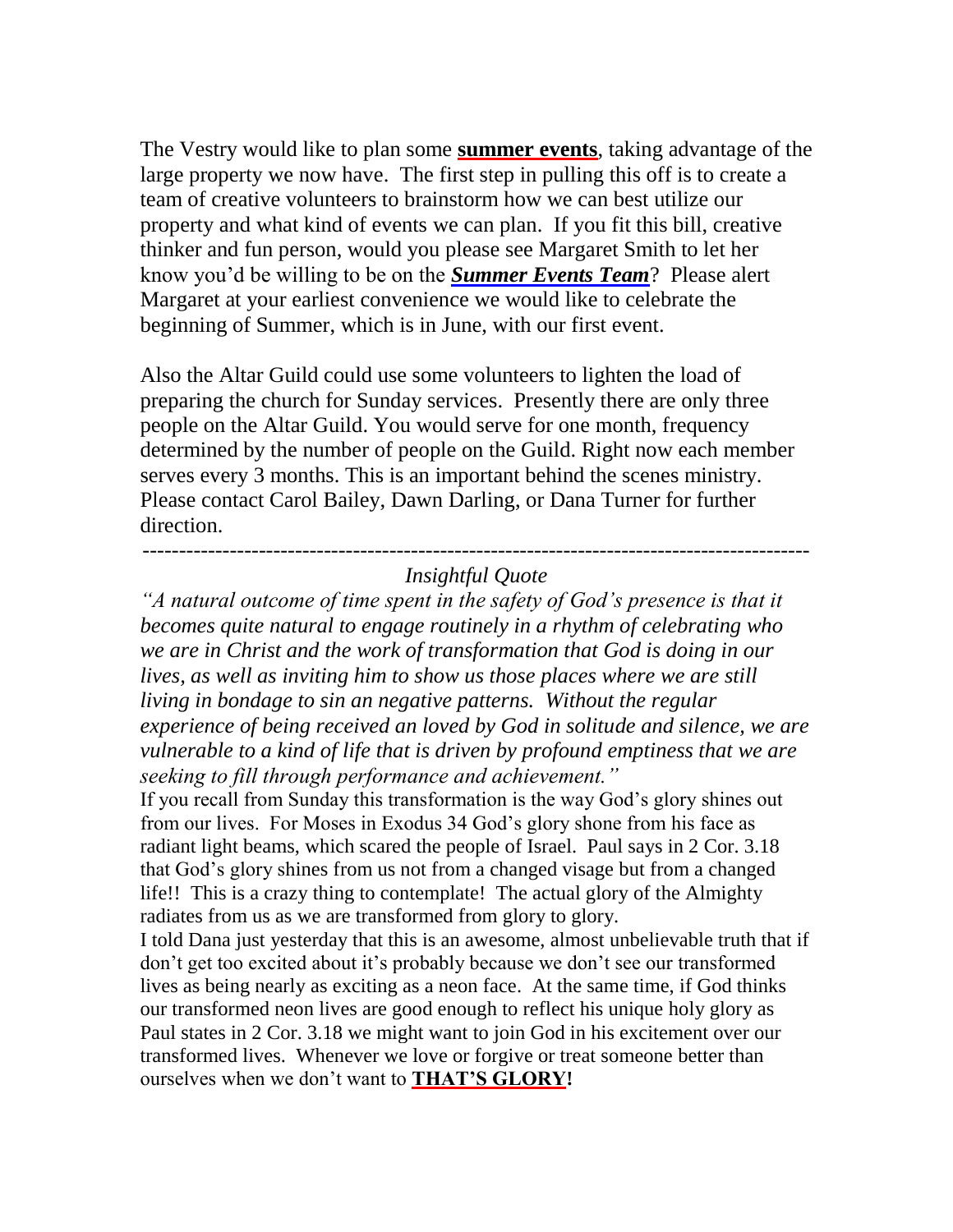The Vestry would like to plan some **summer events**, taking advantage of the large property we now have. The first step in pulling this off is to create a team of creative volunteers to brainstorm how we can best utilize our property and what kind of events we can plan. If you fit this bill, creative thinker and fun person, would you please see Margaret Smith to let her know you'd be willing to be on the ***Summer Events Team***? Please alert Margaret at your earliest convenience we would like to celebrate the beginning of Summer, which is in June, with our first event.

Also the Altar Guild could use some volunteers to lighten the load of preparing the church for Sunday services. Presently there are only three people on the Altar Guild. You would serve for one month, frequency determined by the number of people on the Guild. Right now each member serves every 3 months. This is an important behind the scenes ministry. Please contact Carol Bailey, Dawn Darling, or Dana Turner for further direction.

---

*Insightful Quote*

*"A natural outcome of time spent in the safety of God's presence is that it becomes quite natural to engage routinely in a rhythm of celebrating who we are in Christ and the work of transformation that God is doing in our lives, as well as inviting him to show us those places where we are still living in bondage to sin an negative patterns. Without the regular experience of being received an loved by God in solitude and silence, we are vulnerable to a kind of life that is driven by profound emptiness that we are seeking to fill through performance and achievement."*

If you recall from Sunday this transformation is the way God's glory shines out from our lives. For Moses in Exodus 34 God's glory shone from his face as radiant light beams, which scared the people of Israel. Paul says in 2 Cor. 3.18 that God's glory shines from us not from a changed visage but from a changed life!! This is a crazy thing to contemplate! The actual glory of the Almighty radiates from us as we are transformed from glory to glory.

I told Dana just yesterday that this is an awesome, almost unbelievable truth that if don't get too excited about it's probably because we don't see our transformed lives as being nearly as exciting as a neon face. At the same time, if God thinks our transformed neon lives are good enough to reflect his unique holy glory as Paul states in 2 Cor. 3.18 we might want to join God in his excitement over our transformed lives. Whenever we love or forgive or treat someone better than ourselves when we don't want to **THAT'S GLORY!**